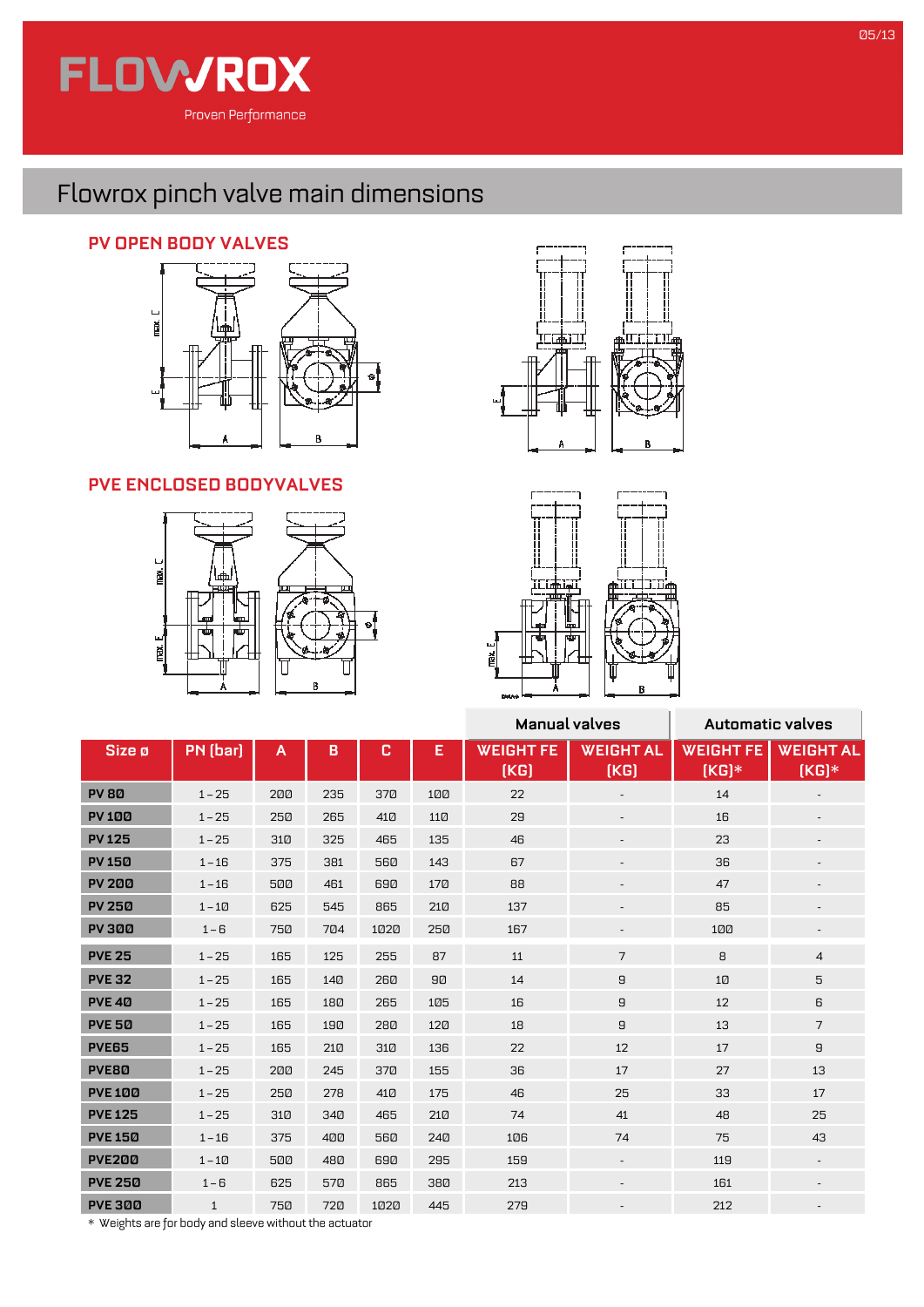FLOWROX

Proven Performance

# Flowrox pinch valve main dimensions

## PV OPEN BODY VALVES

## PVE ENCLOSED BODYVALVES

| Size ø | PN (bar) | A | B | C | E | Manual valves | | Automatic valves | |
|---|---|---|---|---|---|---|---|---|---|
| | | | | | | WEIGHT FE (KG) | WEIGHT AL (KG) | WEIGHT FE (KG)* | WEIGHT AL (KG)* |
| PV 80 | 1 – 25 | 200 | 235 | 370 | 100 | 22 | - | 14 | - |
| PV 100 | 1 – 25 | 250 | 265 | 410 | 110 | 29 | - | 16 | - |
| PV 125 | 1 – 25 | 310 | 325 | 465 | 135 | 46 | - | 23 | - |
| PV 150 | 1 – 16 | 375 | 381 | 560 | 143 | 67 | - | 36 | - |
| PV 200 | 1 – 16 | 500 | 461 | 690 | 170 | 88 | - | 47 | - |
| PV 250 | 1 – 10 | 625 | 545 | 865 | 210 | 137 | - | 85 | - |
| PV 300 | 1 – 6 | 750 | 704 | 1020 | 250 | 167 | - | 100 | - |
| PVE 25 | 1 – 25 | 165 | 125 | 255 | 87 | 11 | 7 | 8 | 4 |
| PVE 32 | 1 – 25 | 165 | 140 | 260 | 90 | 14 | 9 | 10 | 5 |
| PVE 40 | 1 – 25 | 165 | 180 | 265 | 105 | 16 | 9 | 12 | 6 |
| PVE 50 | 1 – 25 | 165 | 190 | 280 | 120 | 18 | 9 | 13 | 7 |
| PVE65 | 1 – 25 | 165 | 210 | 310 | 136 | 22 | 12 | 17 | 9 |
| PVE80 | 1 – 25 | 200 | 245 | 370 | 155 | 36 | 17 | 27 | 13 |
| PVE 100 | 1 – 25 | 250 | 278 | 410 | 175 | 46 | 25 | 33 | 17 |
| PVE 125 | 1 – 25 | 310 | 340 | 465 | 210 | 74 | 41 | 48 | 25 |
| PVE 150 | 1 – 16 | 375 | 400 | 560 | 240 | 106 | 74 | 75 | 43 |
| PVE200 | 1 – 10 | 500 | 480 | 690 | 295 | 159 | - | 119 | - |
| PVE 250 | 1 – 6 | 625 | 570 | 865 | 380 | 213 | - | 161 | - |
| PVE 300 | 1 | 750 | 720 | 1020 | 445 | 279 | - | 212 | - |

* Weights are for body and sleeve without the actuator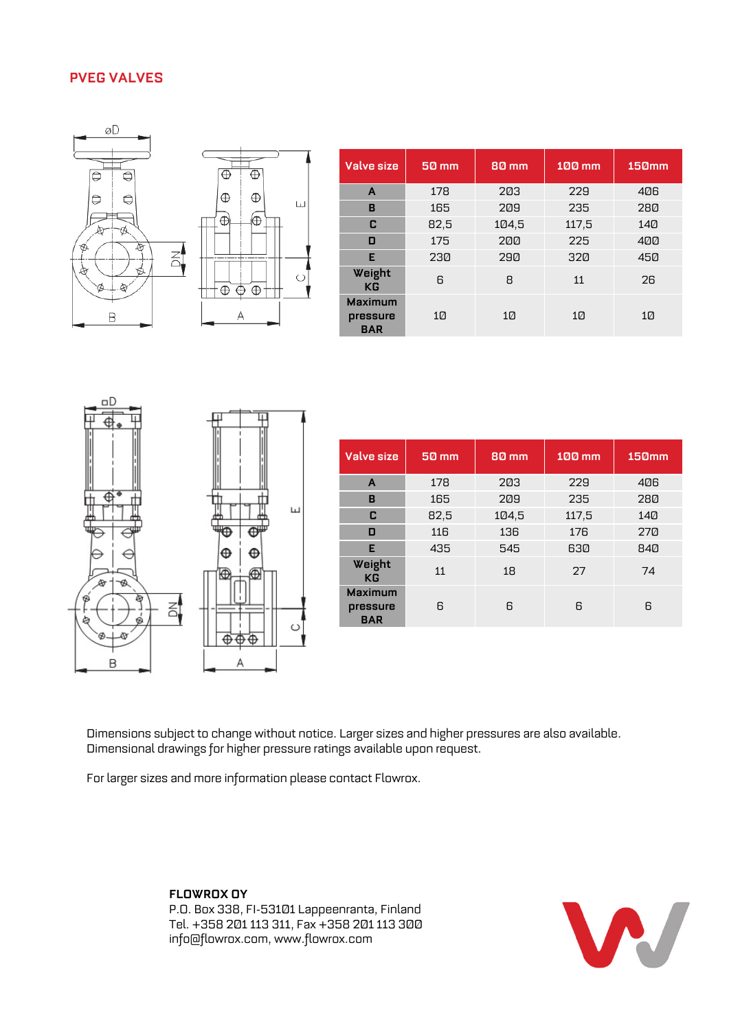## PVEG VALVES

øD

DN

E

C

B

A

| Valve size | 50 mm | 80 mm | 100 mm | 150mm |
|---|---|---|---|---|
| A | 178 | 203 | 229 | 406 |
| B | 165 | 209 | 235 | 280 |
| C | 82,5 | 104,5 | 117,5 | 140 |
| D | 175 | 200 | 225 | 400 |
| E | 230 | 290 | 320 | 450 |
| Weight KG | 6 | 8 | 11 | 26 |
| Maximum pressure BAR | 10 | 10 | 10 | 10 |

øD

DN

E

C

B

A

| Valve size | 50 mm | 80 mm | 100 mm | 150mm |
|---|---|---|---|---|
| A | 178 | 203 | 229 | 406 |
| B | 165 | 209 | 235 | 280 |
| C | 82,5 | 104,5 | 117,5 | 140 |
| D | 116 | 136 | 176 | 270 |
| E | 435 | 545 | 630 | 840 |
| Weight KG | 11 | 18 | 27 | 74 |
| Maximum pressure BAR | 6 | 6 | 6 | 6 |

Dimensions subject to change without notice. Larger sizes and higher pressures are also available.
Dimensional drawings for higher pressure ratings available upon request.

For larger sizes and more information please contact Flowrox.

**FLOWROX OY**
P.O. Box 338, FI-53101 Lappeenranta, Finland
Tel. +358 201 113 311, Fax +358 201 113 300
info@flowrox.com, www.flowrox.com